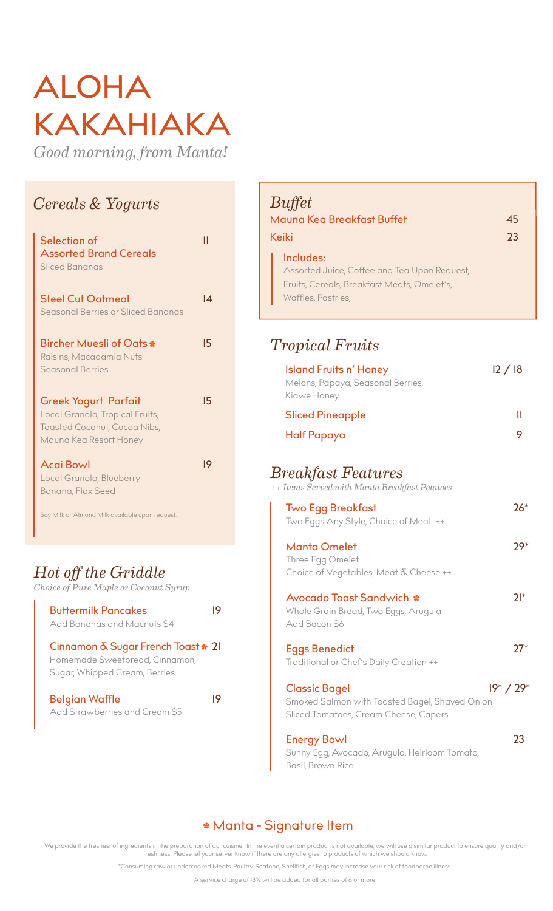# ALOHA KAKAHIAKA

*Good morning, from Manta!*

## *Cereals & Yogurts*

**Selection of Assorted Brand Cereals** — 11
Sliced Bananas

**Steel Cut Oatmeal** — 14
Seasonal Berries or Sliced Bananas

**Bircher Muesli of Oats** ✽ — 15
Raisins, Macadamia Nuts
Seasonal Berries

**Greek Yogurt Parfait** — 15
Local Granola, Tropical Fruits, Toasted Coconut, Cocoa Nibs, Mauna Kea Resort Honey

**Acai Bowl** — 19
Local Granola, Blueberry
Banana, Flax Seed

Soy Milk or Almond Milk available upon request.

## *Hot off the Griddle*

*Choice of Pure Maple or Coconut Syrup*

**Buttermilk Pancakes** — 19
Add Bananas and Macnuts $4

**Cinnamon & Sugar French Toast** ✽ — 21
Homemade Sweetbread, Cinnamon, Sugar, Whipped Cream, Berries

**Belgian Waffle** — 19
Add Strawberries and Cream $5

## *Buffet*

**Mauna Kea Breakfast Buffet** — 45

**Keiki** — 23

**Includes:**
Assorted Juice, Coffee and Tea Upon Request, Fruits, Cereals, Breakfast Meats, Omelet's, Waffles, Pastries,

## *Tropical Fruits*

**Island Fruits n' Honey** — 12 / 18
Melons, Papaya, Seasonal Berries, Kiawe Honey

**Sliced Pineapple** — 11

**Half Papaya** — 9

## *Breakfast Features*

*++ Items Served with Manta Breakfast Potatoes*

**Two Egg Breakfast** — 26*
Two Eggs Any Style, Choice of Meat ++

**Manta Omelet** — 29*
Three Egg Omelet
Choice of Vegetables, Meat & Cheese ++

**Avocado Toast Sandwich** ✽ — 21*
Whole Grain Bread, Two Eggs, Arugula
Add Bacon $6

**Eggs Benedict** — 27*
Traditional or Chef's Daily Creation ++

**Classic Bagel** — 19* / 29*
Smoked Salmon with Toasted Bagel, Shaved Onion
Sliced Tomatoes, Cream Cheese, Capers

**Energy Bowl** — 23
Sunny Egg, Avocado, Arugula, Heirloom Tomato, Basil, Brown Rice

✽ Manta - Signature Item

We provide the freshest of ingredients in the preparation of our cuisine. In the event a certain product is not available, we will use a similar product to ensure quality and/or freshness. Please let your server know if there are any allergies to products of which we should know.

*Consuming raw or undercooked Meats, Poultry, Seafood, Shellfish, or Eggs may increase your risk of foodborne illness.

A service charge of 18% will be added for all parties of 6 or more.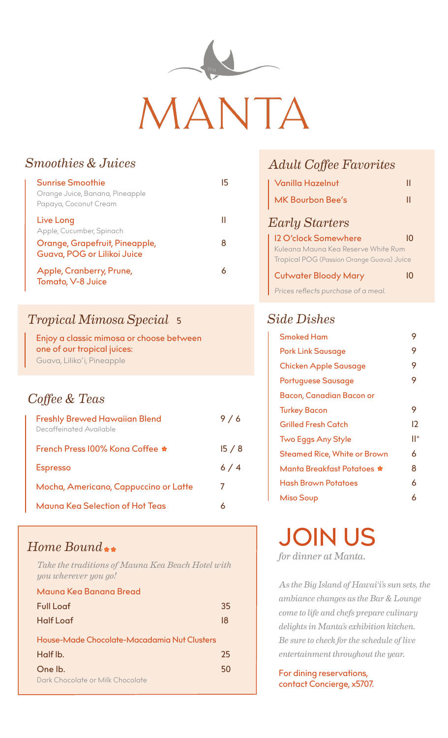# MANTA

## Smoothies & Juices

| | |
|---|---|
| **Sunrise Smoothie**<br>Orange Juice, Banana, Pineapple Papaya, Coconut Cream | 15 |
| **Live Long**<br>Apple, Cucumber, Spinach | 11 |
| **Orange, Grapefruit, Pineapple, Guava, POG or Lilikoi Juice** | 8 |
| **Apple, Cranberry, Prune, Tomato, V-8 Juice** | 6 |

## Tropical Mimosa Special 5

Enjoy a classic mimosa or choose between one of our tropical juices:
Guava, Liliko'i, Pineapple

## Coffee & Teas

| | |
|---|---|
| **Freshly Brewed Hawaiian Blend**<br>Decaffeinated Available | 9 / 6 |
| **French Press 100% Kona Coffee** ✽ | 15 / 8 |
| **Espresso** | 6 / 4 |
| **Mocha, Americano, Cappuccino or Latte** | 7 |
| **Mauna Kea Selection of Hot Teas** | 6 |

## Home Bound ✽✽

*Take the traditions of Mauna Kea Beach Hotel with you wherever you go!*

| | |
|---|---|
| **Mauna Kea Banana Bread** | |
| Full Loaf | 35 |
| Half Loaf | 18 |
| **House-Made Chocolate-Macadamia Nut Clusters** | |
| Half lb. | 25 |
| One lb.<br>Dark Chocolate or Milk Chocolate | 50 |

## Adult Coffee Favorites

| | |
|---|---|
| **Vanilla Hazelnut** | 11 |
| **MK Bourbon Bee's** | 11 |

## Early Starters

| | |
|---|---|
| **12 O'clock Somewhere**<br>Kuleana Mauna Kea Reserve White Rum<br>Tropical POG (Passion Orange Guava) Juice | 10 |
| **Cutwater Bloody Mary** | 10 |

*Prices reflects purchase of a meal.*

## Side Dishes

| | |
|---|---|
| Smoked Ham | 9 |
| Pork Link Sausage | 9 |
| Chicken Apple Sausage | 9 |
| Portuguese Sausage | 9 |
| Bacon, Canadian Bacon or Turkey Bacon | 9 |
| Grilled Fresh Catch | 12 |
| Two Eggs Any Style | 11* |
| Steamed Rice, White or Brown | 6 |
| Manta Breakfast Potatoes ✽ | 8 |
| Hash Brown Potatoes | 6 |
| Miso Soup | 6 |

# JOIN US

*for dinner at Manta.*

*As the Big Island of Hawai'i's sun sets, the ambiance changes as the Bar & Lounge come to life and chefs prepare culinary delights in Manta's exhibition kitchen. Be sure to check for the schedule of live entertainment throughout the year.*

For dining reservations, contact Concierge, x5707.